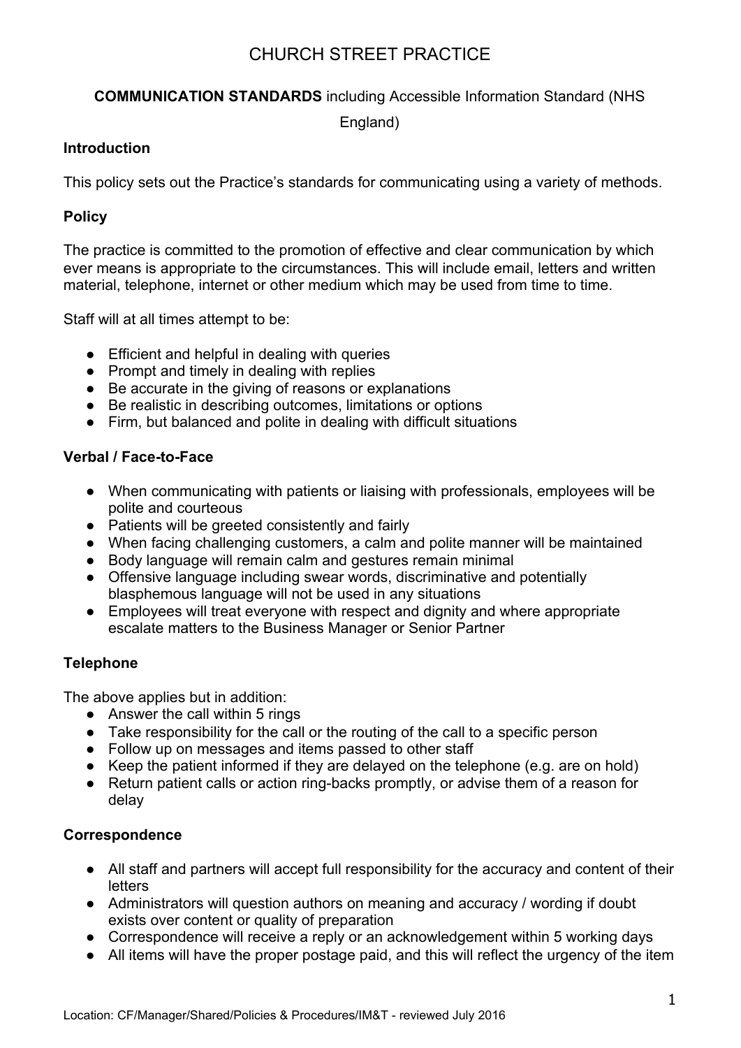# CHURCH STREET PRACTICE

**COMMUNICATION STANDARDS** including Accessible Information Standard (NHS England)

### Introduction

This policy sets out the Practice's standards for communicating using a variety of methods.

### Policy

The practice is committed to the promotion of effective and clear communication by which ever means is appropriate to the circumstances. This will include email, letters and written material, telephone, internet or other medium which may be used from time to time.

Staff will at all times attempt to be:

- Efficient and helpful in dealing with queries
- Prompt and timely in dealing with replies
- Be accurate in the giving of reasons or explanations
- Be realistic in describing outcomes, limitations or options
- Firm, but balanced and polite in dealing with difficult situations

### Verbal / Face-to-Face

- When communicating with patients or liaising with professionals, employees will be polite and courteous
- Patients will be greeted consistently and fairly
- When facing challenging customers, a calm and polite manner will be maintained
- Body language will remain calm and gestures remain minimal
- Offensive language including swear words, discriminative and potentially blasphemous language will not be used in any situations
- Employees will treat everyone with respect and dignity and where appropriate escalate matters to the Business Manager or Senior Partner

### Telephone

The above applies but in addition:

- Answer the call within 5 rings
- Take responsibility for the call or the routing of the call to a specific person
- Follow up on messages and items passed to other staff
- Keep the patient informed if they are delayed on the telephone (e.g. are on hold)
- Return patient calls or action ring-backs promptly, or advise them of a reason for delay

### Correspondence

- All staff and partners will accept full responsibility for the accuracy and content of their letters
- Administrators will question authors on meaning and accuracy / wording if doubt exists over content or quality of preparation
- Correspondence will receive a reply or an acknowledgement within 5 working days
- All items will have the proper postage paid, and this will reflect the urgency of the item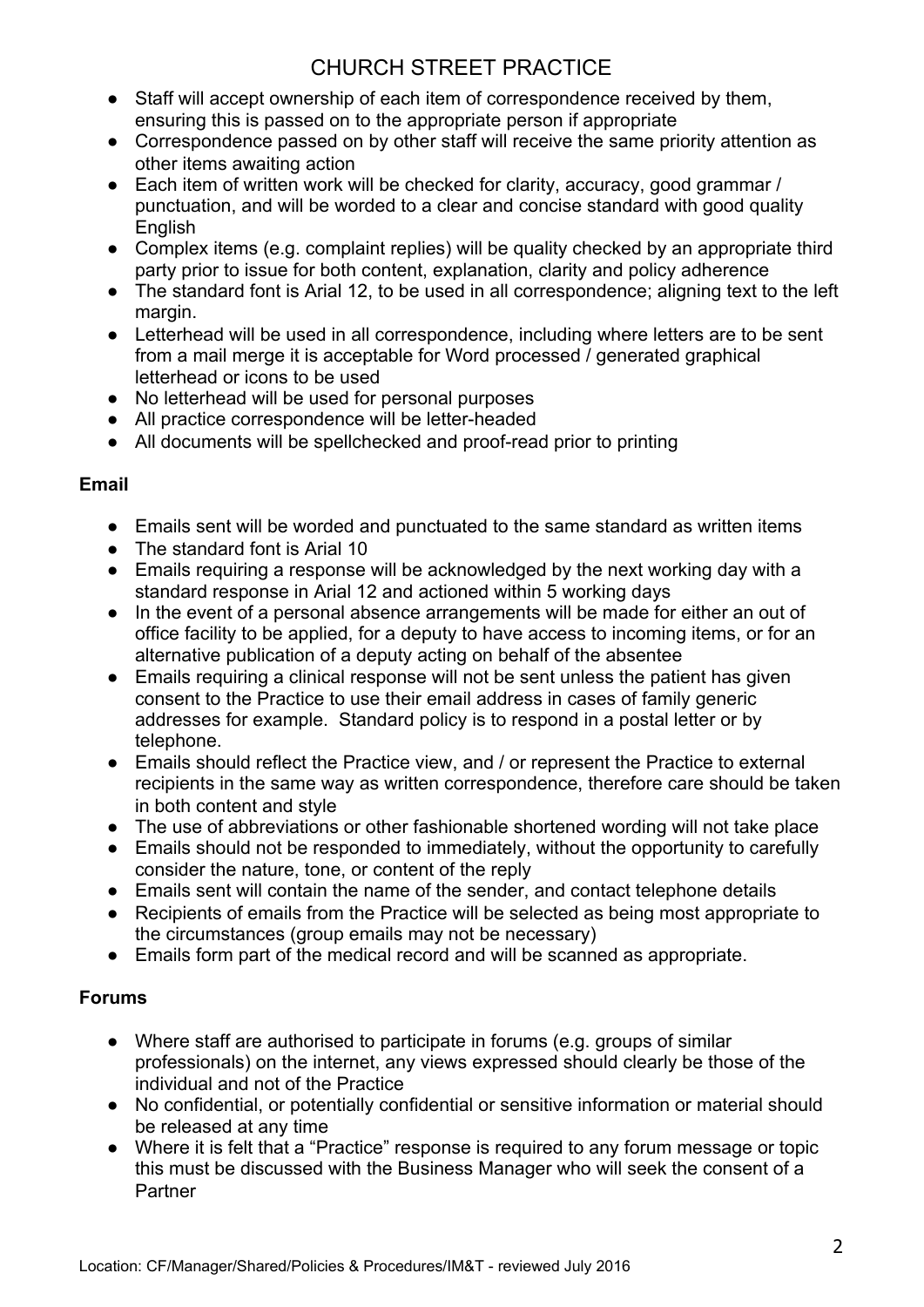- Staff will accept ownership of each item of correspondence received by them, ensuring this is passed on to the appropriate person if appropriate
- Correspondence passed on by other staff will receive the same priority attention as other items awaiting action
- Each item of written work will be checked for clarity, accuracy, good grammar / punctuation, and will be worded to a clear and concise standard with good quality English
- Complex items (e.g. complaint replies) will be quality checked by an appropriate third party prior to issue for both content, explanation, clarity and policy adherence
- The standard font is Arial 12, to be used in all correspondence; aligning text to the left margin.
- Letterhead will be used in all correspondence, including where letters are to be sent from a mail merge it is acceptable for Word processed / generated graphical letterhead or icons to be used
- No letterhead will be used for personal purposes
- All practice correspondence will be letter-headed
- All documents will be spellchecked and proof-read prior to printing

**Email**

- Emails sent will be worded and punctuated to the same standard as written items
- The standard font is Arial 10
- Emails requiring a response will be acknowledged by the next working day with a standard response in Arial 12 and actioned within 5 working days
- In the event of a personal absence arrangements will be made for either an out of office facility to be applied, for a deputy to have access to incoming items, or for an alternative publication of a deputy acting on behalf of the absentee
- Emails requiring a clinical response will not be sent unless the patient has given consent to the Practice to use their email address in cases of family generic addresses for example. Standard policy is to respond in a postal letter or by telephone.
- Emails should reflect the Practice view, and / or represent the Practice to external recipients in the same way as written correspondence, therefore care should be taken in both content and style
- The use of abbreviations or other fashionable shortened wording will not take place
- Emails should not be responded to immediately, without the opportunity to carefully consider the nature, tone, or content of the reply
- Emails sent will contain the name of the sender, and contact telephone details
- Recipients of emails from the Practice will be selected as being most appropriate to the circumstances (group emails may not be necessary)
- Emails form part of the medical record and will be scanned as appropriate.

**Forums**

- Where staff are authorised to participate in forums (e.g. groups of similar professionals) on the internet, any views expressed should clearly be those of the individual and not of the Practice
- No confidential, or potentially confidential or sensitive information or material should be released at any time
- Where it is felt that a "Practice" response is required to any forum message or topic this must be discussed with the Business Manager who will seek the consent of a Partner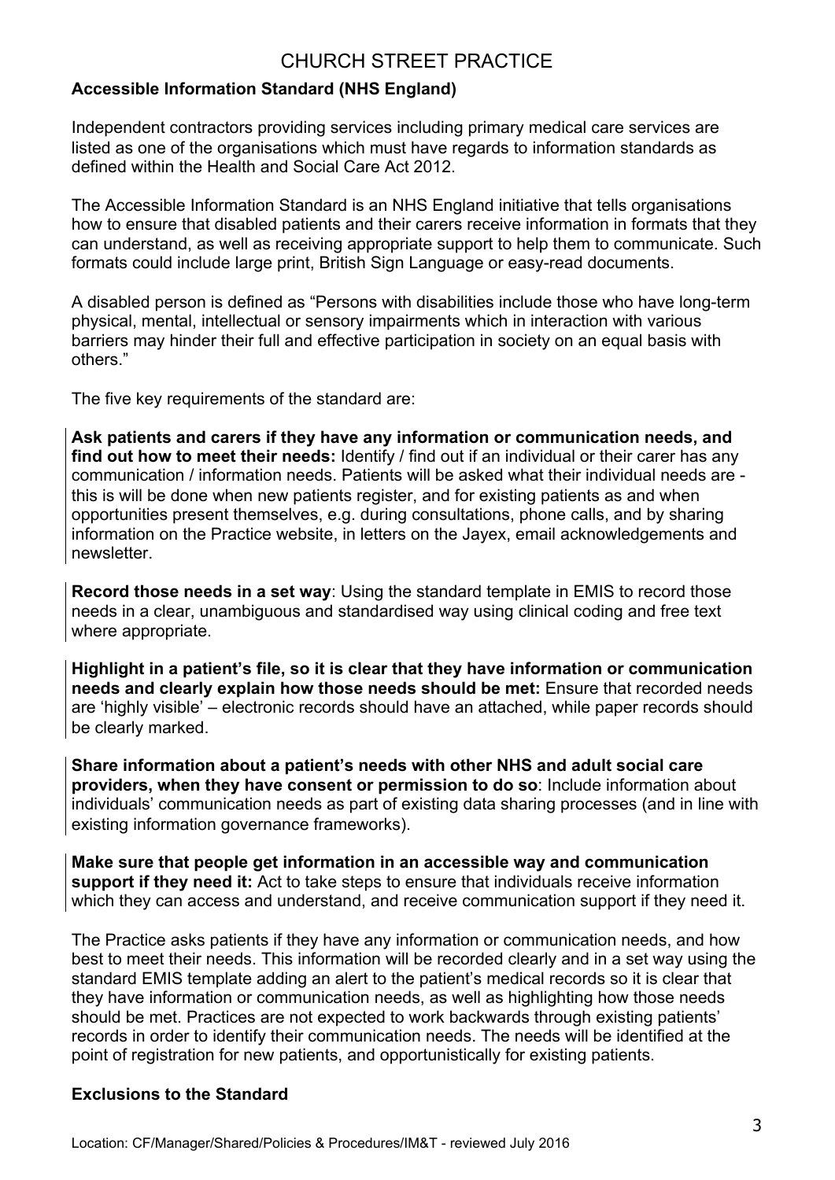# CHURCH STREET PRACTICE

## Accessible Information Standard (NHS England)

Independent contractors providing services including primary medical care services are listed as one of the organisations which must have regards to information standards as defined within the Health and Social Care Act 2012.

The Accessible Information Standard is an NHS England initiative that tells organisations how to ensure that disabled patients and their carers receive information in formats that they can understand, as well as receiving appropriate support to help them to communicate. Such formats could include large print, British Sign Language or easy-read documents.

A disabled person is defined as "Persons with disabilities include those who have long-term physical, mental, intellectual or sensory impairments which in interaction with various barriers may hinder their full and effective participation in society on an equal basis with others."

The five key requirements of the standard are:

**Ask patients and carers if they have any information or communication needs, and find out how to meet their needs:** Identify / find out if an individual or their carer has any communication / information needs. Patients will be asked what their individual needs are - this is will be done when new patients register, and for existing patients as and when opportunities present themselves, e.g. during consultations, phone calls, and by sharing information on the Practice website, in letters on the Jayex, email acknowledgements and newsletter.

**Record those needs in a set way**: Using the standard template in EMIS to record those needs in a clear, unambiguous and standardised way using clinical coding and free text where appropriate.

**Highlight in a patient's file, so it is clear that they have information or communication needs and clearly explain how those needs should be met:** Ensure that recorded needs are 'highly visible' – electronic records should have an attached, while paper records should be clearly marked.

**Share information about a patient's needs with other NHS and adult social care providers, when they have consent or permission to do so**: Include information about individuals' communication needs as part of existing data sharing processes (and in line with existing information governance frameworks).

**Make sure that people get information in an accessible way and communication support if they need it:** Act to take steps to ensure that individuals receive information which they can access and understand, and receive communication support if they need it.

The Practice asks patients if they have any information or communication needs, and how best to meet their needs. This information will be recorded clearly and in a set way using the standard EMIS template adding an alert to the patient's medical records so it is clear that they have information or communication needs, as well as highlighting how those needs should be met. Practices are not expected to work backwards through existing patients' records in order to identify their communication needs. The needs will be identified at the point of registration for new patients, and opportunistically for existing patients.

## Exclusions to the Standard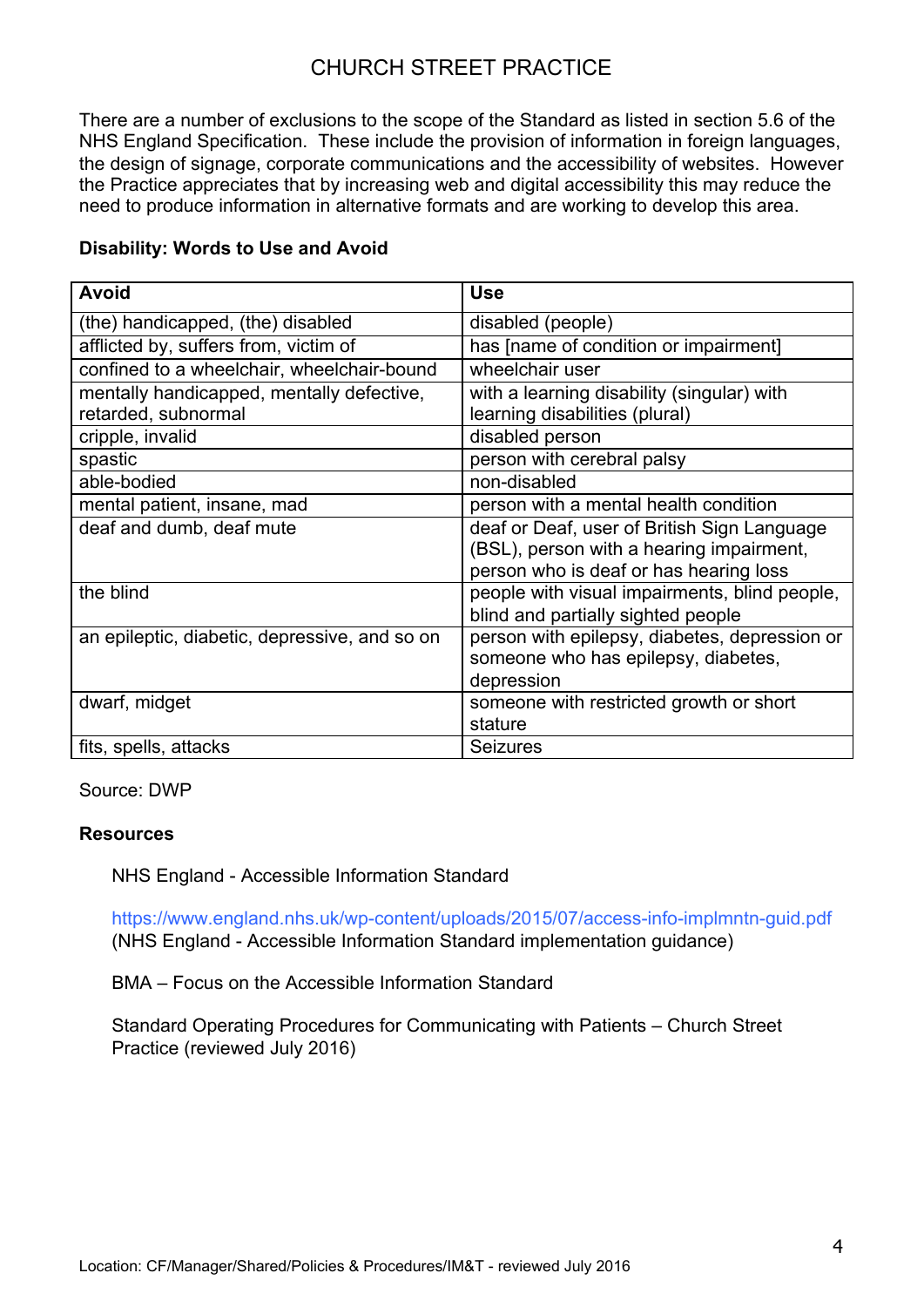# CHURCH STREET PRACTICE

There are a number of exclusions to the scope of the Standard as listed in section 5.6 of the NHS England Specification. These include the provision of information in foreign languages, the design of signage, corporate communications and the accessibility of websites. However the Practice appreciates that by increasing web and digital accessibility this may reduce the need to produce information in alternative formats and are working to develop this area.

**Disability: Words to Use and Avoid**

| Avoid | Use |
|---|---|
| (the) handicapped, (the) disabled | disabled (people) |
| afflicted by, suffers from, victim of | has [name of condition or impairment] |
| confined to a wheelchair, wheelchair-bound | wheelchair user |
| mentally handicapped, mentally defective, retarded, subnormal | with a learning disability (singular) with learning disabilities (plural) |
| cripple, invalid | disabled person |
| spastic | person with cerebral palsy |
| able-bodied | non-disabled |
| mental patient, insane, mad | person with a mental health condition |
| deaf and dumb, deaf mute | deaf or Deaf, user of British Sign Language (BSL), person with a hearing impairment, person who is deaf or has hearing loss |
| the blind | people with visual impairments, blind people, blind and partially sighted people |
| an epileptic, diabetic, depressive, and so on | person with epilepsy, diabetes, depression or someone who has epilepsy, diabetes, depression |
| dwarf, midget | someone with restricted growth or short stature |
| fits, spells, attacks | Seizures |

Source: DWP

**Resources**

NHS England - Accessible Information Standard

https://www.england.nhs.uk/wp-content/uploads/2015/07/access-info-implmntn-guid.pdf
(NHS England - Accessible Information Standard implementation guidance)

BMA – Focus on the Accessible Information Standard

Standard Operating Procedures for Communicating with Patients – Church Street Practice (reviewed July 2016)

Location: CF/Manager/Shared/Policies & Procedures/IM&T - reviewed July 2016